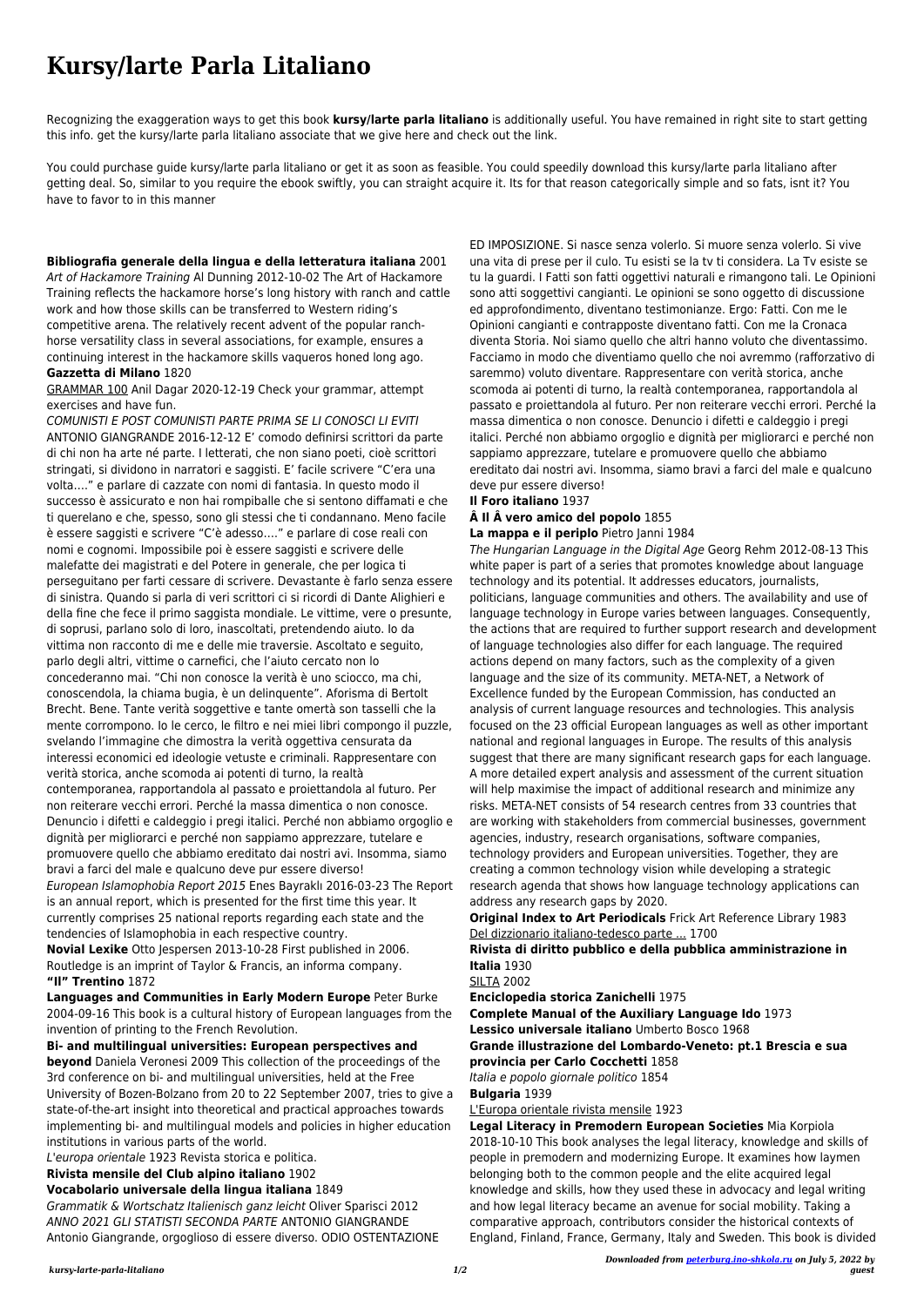// Kursy/larte Parla Litaliano

Recognizing the exaggeration ways to get this book **kursy/larte parla litaliano** is additionally useful. You have remained in right site to start getting this info. get the kursy/larte parla litaliano associate that we give here and check out the link.

You could purchase guide kursy/larte parla litaliano or get it as soon as feasible. You could speedily download this kursy/larte parla litaliano after getting deal. So, similar to you require the ebook swiftly, you can straight acquire it. Its for that reason categorically simple and so fats, isnt it? You have to favor to in this manner

**Bibliografia generale della lingua e della letteratura italiana** 2001

*Art of Hackamore Training* Al Dunning 2012-10-02 The Art of Hackamore Training reflects the hackamore horse's long history with ranch and cattle work and how those skills can be transferred to Western riding's competitive arena. The relatively recent advent of the popular ranch-horse versatility class in several associations, for example, ensures a continuing interest in the hackamore skills vaqueros honed long ago.

**Gazzetta di Milano** 1820

GRAMMAR 100 Anil Dagar 2020-12-19 Check your grammar, attempt exercises and have fun.

*COMUNISTI E POST COMUNISTI PARTE PRIMA SE LI CONOSCI LI EVITI* ANTONIO GIANGRANDE 2016-12-12 E' comodo definirsi scrittori da parte di chi non ha arte né parte. I letterati, che non siano poeti, cioè scrittori stringati, si dividono in narratori e saggisti. E' facile scrivere "C'era una volta...." e parlare di cazzate con nomi di fantasia. In questo modo il successo è assicurato e non hai rompiballe che si sentono diffamati e che ti querelano e che, spesso, sono gli stessi che ti condannano. Meno facile è essere saggisti e scrivere "C'è adesso...." e parlare di cose reali con nomi e cognomi. Impossibile poi è essere saggisti e scrivere delle malefatte dei magistrati e del Potere in generale, che per logica ti perseguitano per farti cessare di scrivere. Devastante è farlo senza essere di sinistra. Quando si parla di veri scrittori ci si ricordi di Dante Alighieri e della fine che fece il primo saggista mondiale. Le vittime, vere o presunte, di soprusi, parlano solo di loro, inascoltati, pretendendo aiuto. Io da vittima non racconto di me e delle mie traversie. Ascoltato e seguito, parlo degli altri, vittime o carnefici, che l'aiuto cercato non lo concederanno mai. "Chi non conosce la verità è uno sciocco, ma chi, conoscendola, la chiama bugia, è un delinquente". Aforisma di Bertolt Brecht. Bene. Tante verità soggettive e tante omertà son tasselli che la mente corrompono. Io le cerco, le filtro e nei miei libri compongo il puzzle, svelando l'immagine che dimostra la verità oggettiva censurata da interessi economici ed ideologie vetuste e criminali. Rappresentare con verità storica, anche scomoda ai potenti di turno, la realtà contemporanea, rapportandola al passato e proiettandola al futuro. Per non reiterare vecchi errori. Perché la massa dimentica o non conosce. Denuncio i difetti e caldeggio i pregi italici. Perché non abbiamo orgoglio e dignità per migliorarci e perché non sappiamo apprezzare, tutelare e promuovere quello che abbiamo ereditato dai nostri avi. Insomma, siamo bravi a farci del male e qualcuno deve pur essere diverso!

*European Islamophobia Report 2015* Enes Bayraklı 2016-03-23 The Report is an annual report, which is presented for the first time this year. It currently comprises 25 national reports regarding each state and the tendencies of Islamophobia in each respective country.

**Novial Lexike** Otto Jespersen 2013-10-28 First published in 2006. Routledge is an imprint of Taylor & Francis, an informa company.

**"Il" Trentino** 1872

**Languages and Communities in Early Modern Europe** Peter Burke 2004-09-16 This book is a cultural history of European languages from the invention of printing to the French Revolution.

**Bi- and multilingual universities: European perspectives and beyond** Daniela Veronesi 2009 This collection of the proceedings of the 3rd conference on bi- and multilingual universities, held at the Free University of Bozen-Bolzano from 20 to 22 September 2007, tries to give a state-of-the-art insight into theoretical and practical approaches towards implementing bi- and multilingual models and policies in higher education institutions in various parts of the world.

*L'europa orientale* 1923 Revista storica e politica.

**Rivista mensile del Club alpino italiano** 1902

**Vocabolario universale della lingua italiana** 1849

*Grammatik & Wortschatz Italienisch ganz leicht* Oliver Sparisci 2012

*ANNO 2021 GLI STATISTI SECONDA PARTE* ANTONIO GIANGRANDE Antonio Giangrande, orgoglioso di essere diverso. ODIO OSTENTAZIONE ED IMPOSIZIONE. Si nasce senza volerlo. Si muore senza volerlo. Si vive una vita di prese per il culo. Tu esisti se la tv ti considera. La Tv esiste se tu la guardi. I Fatti son fatti oggettivi naturali e rimangono tali. Le Opinioni sono atti soggettivi cangianti. Le opinioni se sono oggetto di discussione ed approfondimento, diventano testimonianze. Ergo: Fatti. Con me le Opinioni cangianti e contrapposte diventano fatti. Con me la Cronaca diventa Storia. Noi siamo quello che altri hanno voluto che diventassimo. Facciamo in modo che diventiamo quello che noi avremmo (rafforzativo di saremmo) voluto diventare. Rappresentare con verità storica, anche scomoda ai potenti di turno, la realtà contemporanea, rapportandola al passato e proiettandola al futuro. Per non reiterare vecchi errori. Perché la massa dimentica o non conosce. Denuncio i difetti e caldeggio i pregi italici. Perché non abbiamo orgoglio e dignità per migliorarci e perché non sappiamo apprezzare, tutelare e promuovere quello che abbiamo ereditato dai nostri avi. Insomma, siamo bravi a farci del male e qualcuno deve pur essere diverso!

**Il Foro italiano** 1937

**Â Il Â vero amico del popolo** 1855

**La mappa e il periplo** Pietro Janni 1984

*The Hungarian Language in the Digital Age* Georg Rehm 2012-08-13 This white paper is part of a series that promotes knowledge about language technology and its potential. It addresses educators, journalists, politicians, language communities and others. The availability and use of language technology in Europe varies between languages. Consequently, the actions that are required to further support research and development of language technologies also differ for each language. The required actions depend on many factors, such as the complexity of a given language and the size of its community. META-NET, a Network of Excellence funded by the European Commission, has conducted an analysis of current language resources and technologies. This analysis focused on the 23 official European languages as well as other important national and regional languages in Europe. The results of this analysis suggest that there are many significant research gaps for each language. A more detailed expert analysis and assessment of the current situation will help maximise the impact of additional research and minimize any risks. META-NET consists of 54 research centres from 33 countries that are working with stakeholders from commercial businesses, government agencies, industry, research organisations, software companies, technology providers and European universities. Together, they are creating a common technology vision while developing a strategic research agenda that shows how language technology applications can address any research gaps by 2020.

**Original Index to Art Periodicals** Frick Art Reference Library 1983

Del dizzionario italiano-tedesco parte ... 1700

**Rivista di diritto pubblico e della pubblica amministrazione in Italia** 1930

SILTA 2002

**Enciclopedia storica Zanichelli** 1975

**Complete Manual of the Auxiliary Language Ido** 1973

**Lessico universale italiano** Umberto Bosco 1968

**Grande illustrazione del Lombardo-Veneto: pt.1 Brescia e sua provincia per Carlo Cocchetti** 1858

*Italia e popolo giornale politico* 1854

**Bulgaria** 1939

L'Europa orientale rivista mensile 1923

**Legal Literacy in Premodern European Societies** Mia Korpiola 2018-10-10 This book analyses the legal literacy, knowledge and skills of people in premodern and modernizing Europe. It examines how laymen belonging both to the common people and the elite acquired legal knowledge and skills, how they used these in advocacy and legal writing and how legal literacy became an avenue for social mobility. Taking a comparative approach, contributors consider the historical contexts of England, Finland, France, Germany, Italy and Sweden. This book is divided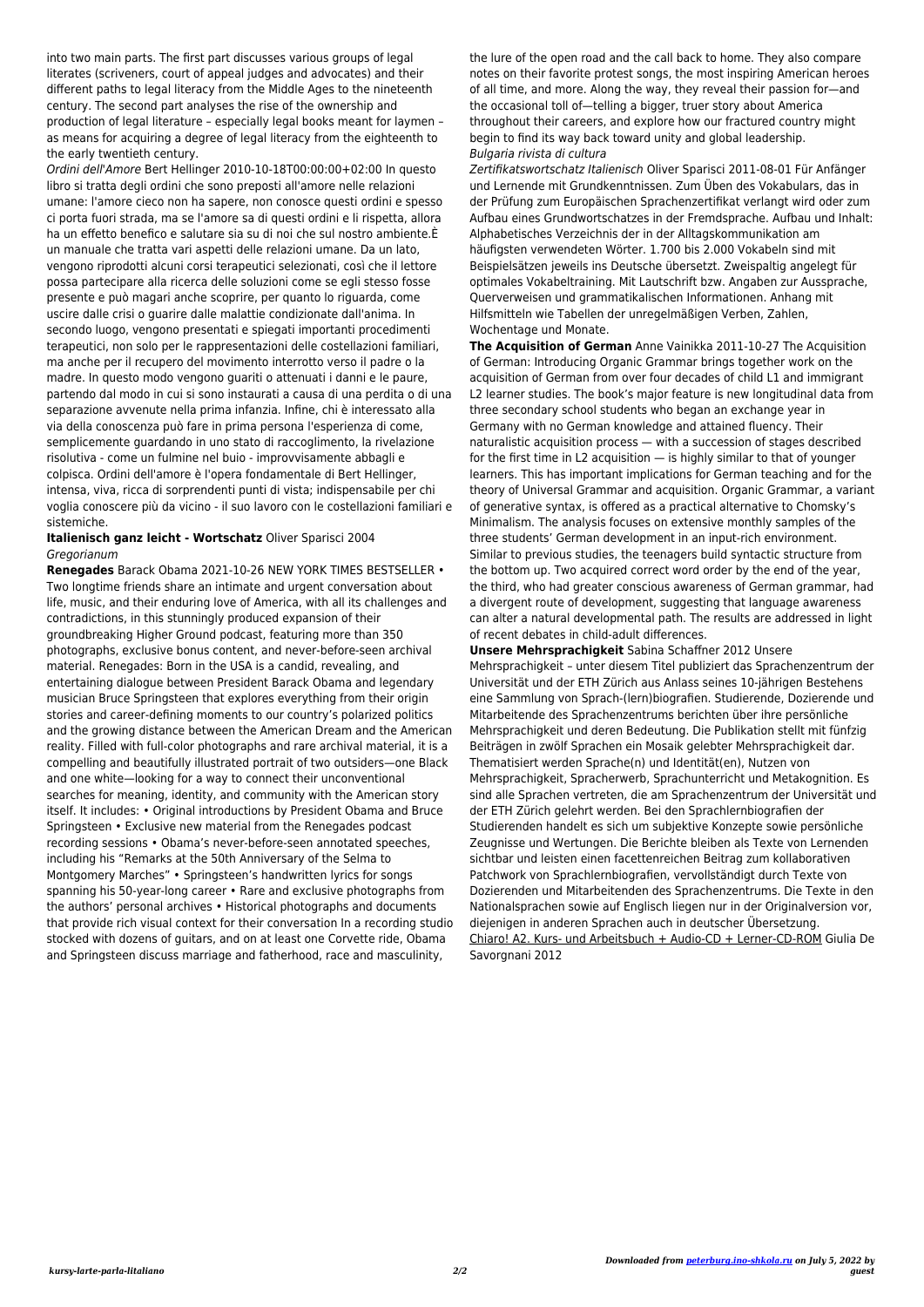into two main parts. The first part discusses various groups of legal literates (scriveners, court of appeal judges and advocates) and their different paths to legal literacy from the Middle Ages to the nineteenth century. The second part analyses the rise of the ownership and production of legal literature – especially legal books meant for laymen – as means for acquiring a degree of legal literacy from the eighteenth to the early twentieth century.

*Ordini dell'Amore* Bert Hellinger 2010-10-18T00:00:00+02:00 In questo libro si tratta degli ordini che sono preposti all'amore nelle relazioni umane: l'amore cieco non ha sapere, non conosce questi ordini e spesso ci porta fuori strada, ma se l'amore sa di questi ordini e li rispetta, allora ha un effetto benefico e salutare sia su di noi che sul nostro ambiente.È un manuale che tratta vari aspetti delle relazioni umane. Da un lato, vengono riprodotti alcuni corsi terapeutici selezionati, così che il lettore possa partecipare alla ricerca delle soluzioni come se egli stesso fosse presente e può magari anche scoprire, per quanto lo riguarda, come uscire dalle crisi o guarire dalle malattie condizionate dall'anima. In secondo luogo, vengono presentati e spiegati importanti procedimenti terapeutici, non solo per le rappresentazioni delle costellazioni familiari, ma anche per il recupero del movimento interrotto verso il padre o la madre. In questo modo vengono guariti o attenuati i danni e le paure, partendo dal modo in cui si sono instaurati a causa di una perdita o di una separazione avvenute nella prima infanzia. Infine, chi è interessato alla via della conoscenza può fare in prima persona l'esperienza di come, semplicemente guardando in uno stato di raccoglimento, la rivelazione risolutiva - come un fulmine nel buio - improvvisamente abbagli e colpisca. Ordini dell'amore è l'opera fondamentale di Bert Hellinger, intensa, viva, ricca di sorprendenti punti di vista; indispensabile per chi voglia conoscere più da vicino - il suo lavoro con le costellazioni familiari e sistemiche.

**Italienisch ganz leicht - Wortschatz** Oliver Sparisci 2004 *Gregorianum*

**Renegades** Barack Obama 2021-10-26 NEW YORK TIMES BESTSELLER • Two longtime friends share an intimate and urgent conversation about life, music, and their enduring love of America, with all its challenges and contradictions, in this stunningly produced expansion of their groundbreaking Higher Ground podcast, featuring more than 350 photographs, exclusive bonus content, and never-before-seen archival material. Renegades: Born in the USA is a candid, revealing, and entertaining dialogue between President Barack Obama and legendary musician Bruce Springsteen that explores everything from their origin stories and career-defining moments to our country's polarized politics and the growing distance between the American Dream and the American reality. Filled with full-color photographs and rare archival material, it is a compelling and beautifully illustrated portrait of two outsiders—one Black and one white—looking for a way to connect their unconventional searches for meaning, identity, and community with the American story itself. It includes: • Original introductions by President Obama and Bruce Springsteen • Exclusive new material from the Renegades podcast recording sessions • Obama's never-before-seen annotated speeches, including his "Remarks at the 50th Anniversary of the Selma to Montgomery Marches" • Springsteen's handwritten lyrics for songs spanning his 50-year-long career • Rare and exclusive photographs from the authors' personal archives • Historical photographs and documents that provide rich visual context for their conversation In a recording studio stocked with dozens of guitars, and on at least one Corvette ride, Obama and Springsteen discuss marriage and fatherhood, race and masculinity, the lure of the open road and the call back to home. They also compare notes on their favorite protest songs, the most inspiring American heroes of all time, and more. Along the way, they reveal their passion for—and the occasional toll of—telling a bigger, truer story about America throughout their careers, and explore how our fractured country might begin to find its way back toward unity and global leadership.
*Bulgaria rivista di cultura*

*Zertifikatswortschatz Italienisch* Oliver Sparisci 2011-08-01 Für Anfänger und Lernende mit Grundkenntnissen. Zum Üben des Vokabulars, das in der Prüfung zum Europäischen Sprachenzertifikat verlangt wird oder zum Aufbau eines Grundwortschatzes in der Fremdsprache. Aufbau und Inhalt: Alphabetisches Verzeichnis der in der Alltagskommunikation am häufigsten verwendeten Wörter. 1.700 bis 2.000 Vokabeln sind mit Beispielsätzen jeweils ins Deutsche übersetzt. Zweispaltig angelegt für optimales Vokabeltraining. Mit Lautschrift bzw. Angaben zur Aussprache, Querverweisen und grammatikalischen Informationen. Anhang mit Hilfsmitteln wie Tabellen der unregelmäßigen Verben, Zahlen, Wochentage und Monate.

**The Acquisition of German** Anne Vainikka 2011-10-27 The Acquisition of German: Introducing Organic Grammar brings together work on the acquisition of German from over four decades of child L1 and immigrant L2 learner studies. The book's major feature is new longitudinal data from three secondary school students who began an exchange year in Germany with no German knowledge and attained fluency. Their naturalistic acquisition process — with a succession of stages described for the first time in L2 acquisition — is highly similar to that of younger learners. This has important implications for German teaching and for the theory of Universal Grammar and acquisition. Organic Grammar, a variant of generative syntax, is offered as a practical alternative to Chomsky's Minimalism. The analysis focuses on extensive monthly samples of the three students' German development in an input-rich environment. Similar to previous studies, the teenagers build syntactic structure from the bottom up. Two acquired correct word order by the end of the year, the third, who had greater conscious awareness of German grammar, had a divergent route of development, suggesting that language awareness can alter a natural developmental path. The results are addressed in light of recent debates in child-adult differences.

**Unsere Mehrsprachigkeit** Sabina Schaffner 2012 Unsere Mehrsprachigkeit – unter diesem Titel publiziert das Sprachenzentrum der Universität und der ETH Zürich aus Anlass seines 10-jährigen Bestehens eine Sammlung von Sprach-(lern)biografien. Studierende, Dozierende und Mitarbeitende des Sprachenzentrums berichten über ihre persönliche Mehrsprachigkeit und deren Bedeutung. Die Publikation stellt mit fünfzig Beiträgen in zwölf Sprachen ein Mosaik gelebter Mehrsprachigkeit dar. Thematisiert werden Sprache(n) und Identität(en), Nutzen von Mehrsprachigkeit, Spracherwerb, Sprachunterricht und Metakognition. Es sind alle Sprachen vertreten, die am Sprachenzentrum der Universität und der ETH Zürich gelehrt werden. Bei den Sprachlernbiografien der Studierenden handelt es sich um subjektive Konzepte sowie persönliche Zeugnisse und Wertungen. Die Berichte bleiben als Texte von Lernenden sichtbar und leisten einen facettenreichen Beitrag zum kollaborativen Patchwork von Sprachlernbiografien, vervollständigt durch Texte von Dozierenden und Mitarbeitenden des Sprachenzentrums. Die Texte in den Nationalsprachen sowie auf Englisch liegen nur in der Originalversion vor, diejenigen in anderen Sprachen auch in deutscher Übersetzung.

Chiaro! A2. Kurs- und Arbeitsbuch + Audio-CD + Lerner-CD-ROM Giulia De Savorgnani 2012